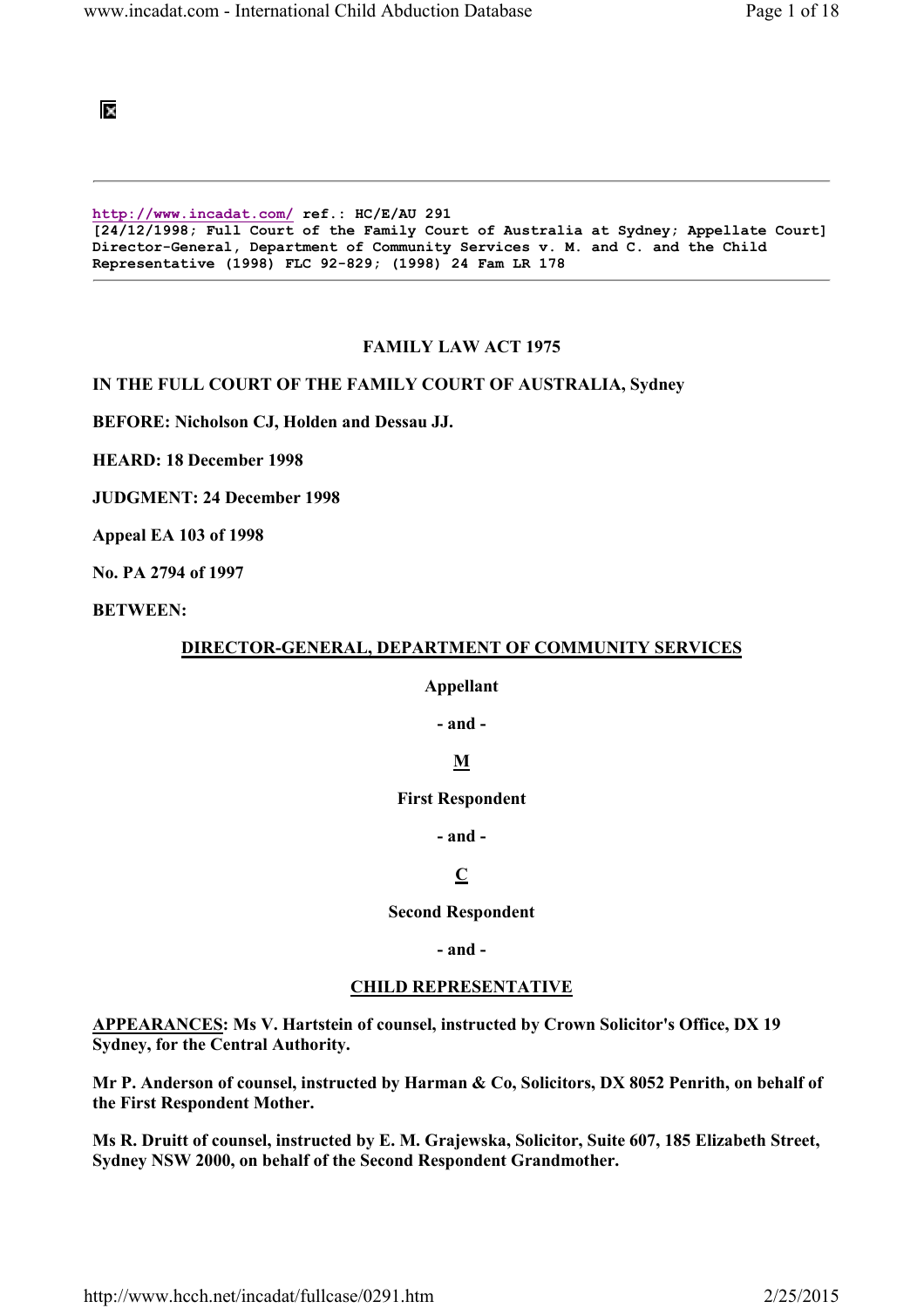http://www.incadat.com/ ref.: HC/E/AU 291
[24/12/1998; Full Court of the Family Court of Australia at Sydney; Appellate Court]
Director-General, Department of Community Services v. M. and C. and the Child Representative (1998) FLC 92-829; (1998) 24 Fam LR 178

**FAMILY LAW ACT 1975**

**IN THE FULL COURT OF THE FAMILY COURT OF AUSTRALIA, Sydney**

**BEFORE: Nicholson CJ, Holden and Dessau JJ.**

**HEARD: 18 December 1998**

**JUDGMENT: 24 December 1998**

**Appeal EA 103 of 1998**

**No. PA 2794 of 1997**

**BETWEEN:**

**DIRECTOR-GENERAL, DEPARTMENT OF COMMUNITY SERVICES**

**Appellant**

**- and -**

**M**

**First Respondent**

**- and -**

**C**

**Second Respondent**

**- and -**

**CHILD REPRESENTATIVE**

**APPEARANCES: Ms V. Hartstein of counsel, instructed by Crown Solicitor's Office, DX 19 Sydney, for the Central Authority.**

**Mr P. Anderson of counsel, instructed by Harman & Co, Solicitors, DX 8052 Penrith, on behalf of the First Respondent Mother.**

**Ms R. Druitt of counsel, instructed by E. M. Grajewska, Solicitor, Suite 607, 185 Elizabeth Street, Sydney NSW 2000, on behalf of the Second Respondent Grandmother.**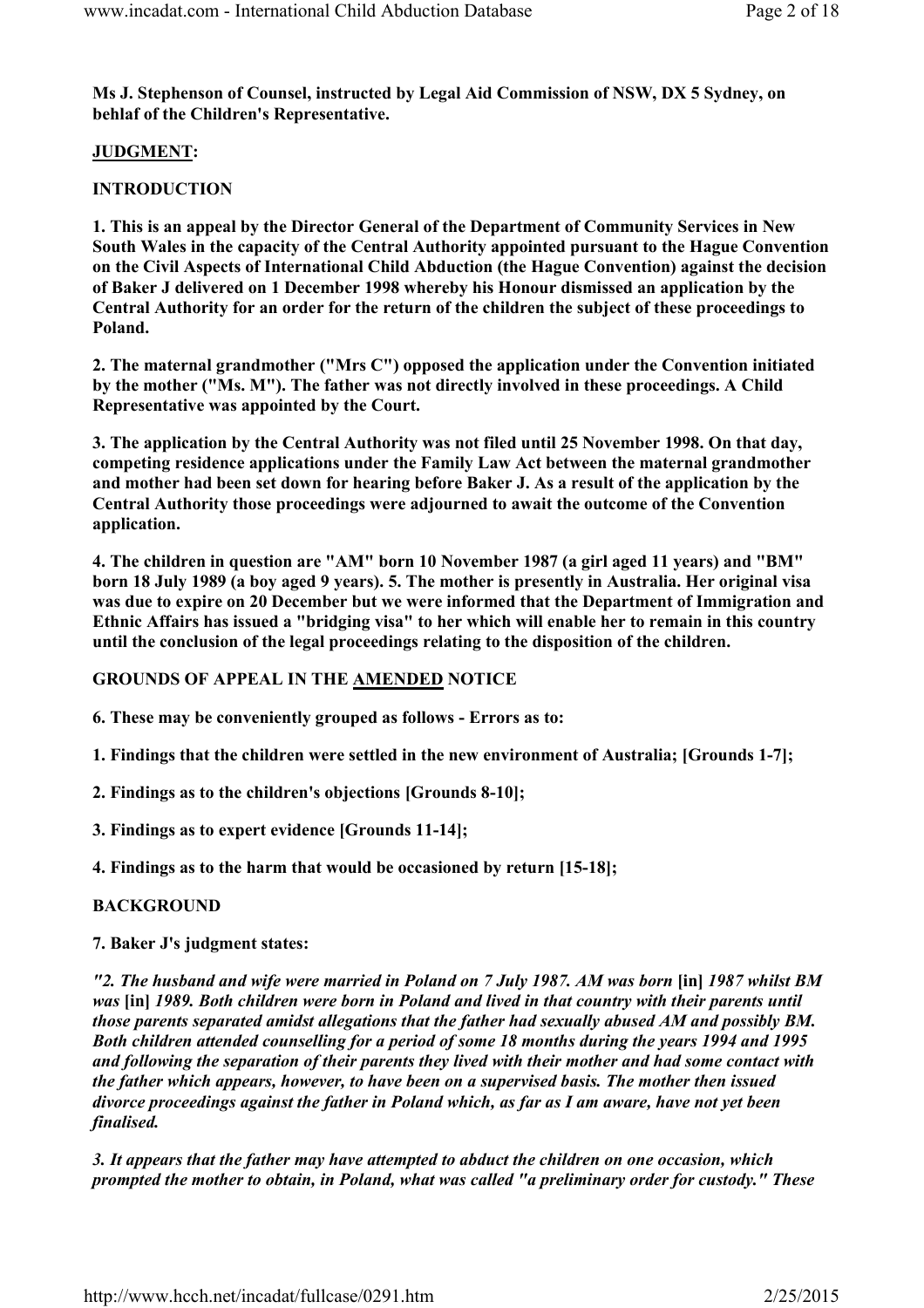**Ms J. Stephenson of Counsel, instructed by Legal Aid Commission of NSW, DX 5 Sydney, on behlaf of the Children's Representative.**

**JUDGMENT:**

**INTRODUCTION**

**1. This is an appeal by the Director General of the Department of Community Services in New South Wales in the capacity of the Central Authority appointed pursuant to the Hague Convention on the Civil Aspects of International Child Abduction (the Hague Convention) against the decision of Baker J delivered on 1 December 1998 whereby his Honour dismissed an application by the Central Authority for an order for the return of the children the subject of these proceedings to Poland.**

**2. The maternal grandmother ("Mrs C") opposed the application under the Convention initiated by the mother ("Ms. M"). The father was not directly involved in these proceedings. A Child Representative was appointed by the Court.**

**3. The application by the Central Authority was not filed until 25 November 1998. On that day, competing residence applications under the Family Law Act between the maternal grandmother and mother had been set down for hearing before Baker J. As a result of the application by the Central Authority those proceedings were adjourned to await the outcome of the Convention application.**

**4. The children in question are "AM" born 10 November 1987 (a girl aged 11 years) and "BM" born 18 July 1989 (a boy aged 9 years). 5. The mother is presently in Australia. Her original visa was due to expire on 20 December but we were informed that the Department of Immigration and Ethnic Affairs has issued a "bridging visa" to her which will enable her to remain in this country until the conclusion of the legal proceedings relating to the disposition of the children.**

**GROUNDS OF APPEAL IN THE AMENDED NOTICE**

**6. These may be conveniently grouped as follows - Errors as to:**

**1. Findings that the children were settled in the new environment of Australia; [Grounds 1-7];**

**2. Findings as to the children's objections [Grounds 8-10];**

**3. Findings as to expert evidence [Grounds 11-14];**

**4. Findings as to the harm that would be occasioned by return [15-18];**

**BACKGROUND**

**7. Baker J's judgment states:**

***"2. The husband and wife were married in Poland on 7 July 1987. AM was born* [in] *1987 whilst BM was* [in] *1989. Both children were born in Poland and lived in that country with their parents until those parents separated amidst allegations that the father had sexually abused AM and possibly BM. Both children attended counselling for a period of some 18 months during the years 1994 and 1995 and following the separation of their parents they lived with their mother and had some contact with the father which appears, however, to have been on a supervised basis. The mother then issued divorce proceedings against the father in Poland which, as far as I am aware, have not yet been finalised.***

***3. It appears that the father may have attempted to abduct the children on one occasion, which prompted the mother to obtain, in Poland, what was called "a preliminary order for custody." These***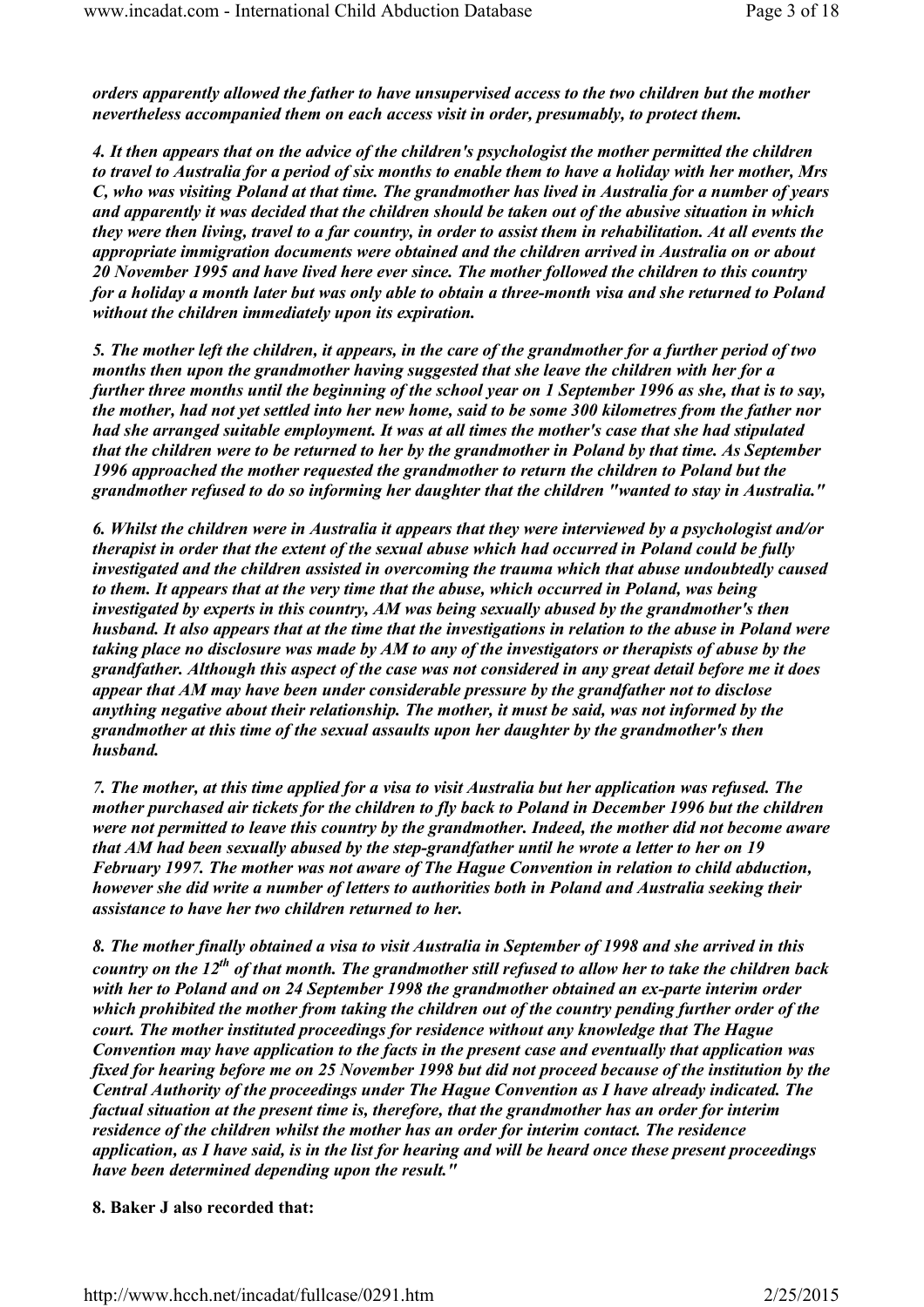***orders apparently allowed the father to have unsupervised access to the two children but the mother nevertheless accompanied them on each access visit in order, presumably, to protect them.***

***4. It then appears that on the advice of the children's psychologist the mother permitted the children to travel to Australia for a period of six months to enable them to have a holiday with her mother, Mrs C, who was visiting Poland at that time. The grandmother has lived in Australia for a number of years and apparently it was decided that the children should be taken out of the abusive situation in which they were then living, travel to a far country, in order to assist them in rehabilitation. At all events the appropriate immigration documents were obtained and the children arrived in Australia on or about 20 November 1995 and have lived here ever since. The mother followed the children to this country for a holiday a month later but was only able to obtain a three-month visa and she returned to Poland without the children immediately upon its expiration.***

***5. The mother left the children, it appears, in the care of the grandmother for a further period of two months then upon the grandmother having suggested that she leave the children with her for a further three months until the beginning of the school year on 1 September 1996 as she, that is to say, the mother, had not yet settled into her new home, said to be some 300 kilometres from the father nor had she arranged suitable employment. It was at all times the mother's case that she had stipulated that the children were to be returned to her by the grandmother in Poland by that time. As September 1996 approached the mother requested the grandmother to return the children to Poland but the grandmother refused to do so informing her daughter that the children "wanted to stay in Australia."***

***6. Whilst the children were in Australia it appears that they were interviewed by a psychologist and/or therapist in order that the extent of the sexual abuse which had occurred in Poland could be fully investigated and the children assisted in overcoming the trauma which that abuse undoubtedly caused to them. It appears that at the very time that the abuse, which occurred in Poland, was being investigated by experts in this country, AM was being sexually abused by the grandmother's then husband. It also appears that at the time that the investigations in relation to the abuse in Poland were taking place no disclosure was made by AM to any of the investigators or therapists of abuse by the grandfather. Although this aspect of the case was not considered in any great detail before me it does appear that AM may have been under considerable pressure by the grandfather not to disclose anything negative about their relationship. The mother, it must be said, was not informed by the grandmother at this time of the sexual assaults upon her daughter by the grandmother's then husband.***

***7. The mother, at this time applied for a visa to visit Australia but her application was refused. The mother purchased air tickets for the children to fly back to Poland in December 1996 but the children were not permitted to leave this country by the grandmother. Indeed, the mother did not become aware that AM had been sexually abused by the step-grandfather until he wrote a letter to her on 19 February 1997. The mother was not aware of The Hague Convention in relation to child abduction, however she did write a number of letters to authorities both in Poland and Australia seeking their assistance to have her two children returned to her.***

***8. The mother finally obtained a visa to visit Australia in September of 1998 and she arrived in this country on the 12th of that month. The grandmother still refused to allow her to take the children back with her to Poland and on 24 September 1998 the grandmother obtained an ex-parte interim order which prohibited the mother from taking the children out of the country pending further order of the court. The mother instituted proceedings for residence without any knowledge that The Hague Convention may have application to the facts in the present case and eventually that application was fixed for hearing before me on 25 November 1998 but did not proceed because of the institution by the Central Authority of the proceedings under The Hague Convention as I have already indicated. The factual situation at the present time is, therefore, that the grandmother has an order for interim residence of the children whilst the mother has an order for interim contact. The residence application, as I have said, is in the list for hearing and will be heard once these present proceedings have been determined depending upon the result."***

**8. Baker J also recorded that:**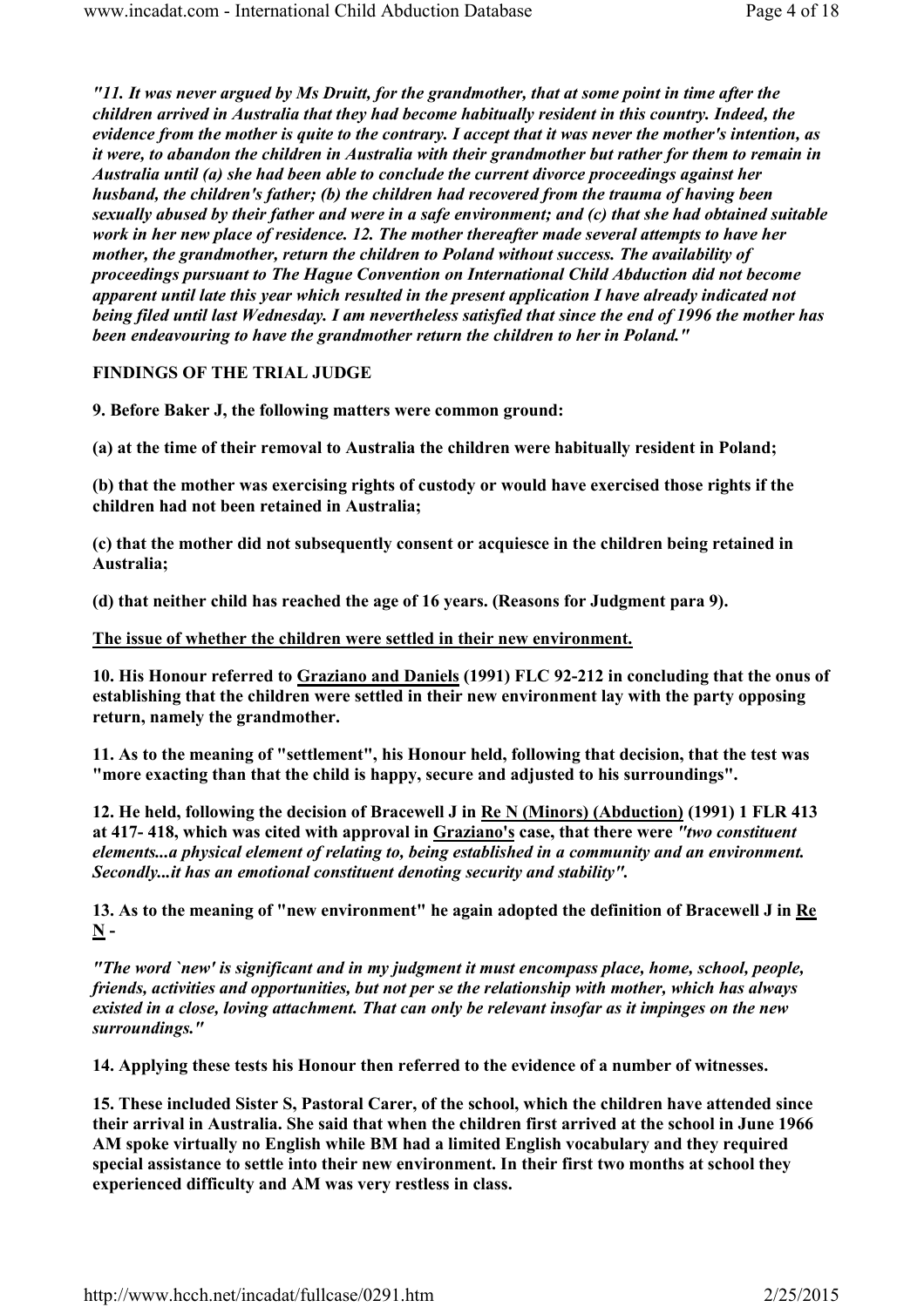*"11. It was never argued by Ms Druitt, for the grandmother, that at some point in time after the children arrived in Australia that they had become habitually resident in this country. Indeed, the evidence from the mother is quite to the contrary. I accept that it was never the mother's intention, as it were, to abandon the children in Australia with their grandmother but rather for them to remain in Australia until (a) she had been able to conclude the current divorce proceedings against her husband, the children's father; (b) the children had recovered from the trauma of having been sexually abused by their father and were in a safe environment; and (c) that she had obtained suitable work in her new place of residence. 12. The mother thereafter made several attempts to have her mother, the grandmother, return the children to Poland without success. The availability of proceedings pursuant to The Hague Convention on International Child Abduction did not become apparent until late this year which resulted in the present application I have already indicated not being filed until last Wednesday. I am nevertheless satisfied that since the end of 1996 the mother has been endeavouring to have the grandmother return the children to her in Poland."*

**FINDINGS OF THE TRIAL JUDGE**

**9. Before Baker J, the following matters were common ground:**

**(a) at the time of their removal to Australia the children were habitually resident in Poland;**

**(b) that the mother was exercising rights of custody or would have exercised those rights if the children had not been retained in Australia;**

**(c) that the mother did not subsequently consent or acquiesce in the children being retained in Australia;**

**(d) that neither child has reached the age of 16 years. (Reasons for Judgment para 9).**

**The issue of whether the children were settled in their new environment.**

**10. His Honour referred to Graziano and Daniels (1991) FLC 92-212 in concluding that the onus of establishing that the children were settled in their new environment lay with the party opposing return, namely the grandmother.**

**11. As to the meaning of "settlement", his Honour held, following that decision, that the test was "more exacting than that the child is happy, secure and adjusted to his surroundings".**

**12. He held, following the decision of Bracewell J in Re N (Minors) (Abduction) (1991) 1 FLR 413 at 417- 418, which was cited with approval in Graziano's case, that there were *"two constituent elements...a physical element of relating to, being established in a community and an environment. Secondly...it has an emotional constituent denoting security and stability"*.**

**13. As to the meaning of "new environment" he again adopted the definition of Bracewell J in Re N -**

***"The word `new' is significant and in my judgment it must encompass place, home, school, people, friends, activities and opportunities, but not per se the relationship with mother, which has always existed in a close, loving attachment. That can only be relevant insofar as it impinges on the new surroundings."***

**14. Applying these tests his Honour then referred to the evidence of a number of witnesses.**

**15. These included Sister S, Pastoral Carer, of the school, which the children have attended since their arrival in Australia. She said that when the children first arrived at the school in June 1966 AM spoke virtually no English while BM had a limited English vocabulary and they required special assistance to settle into their new environment. In their first two months at school they experienced difficulty and AM was very restless in class.**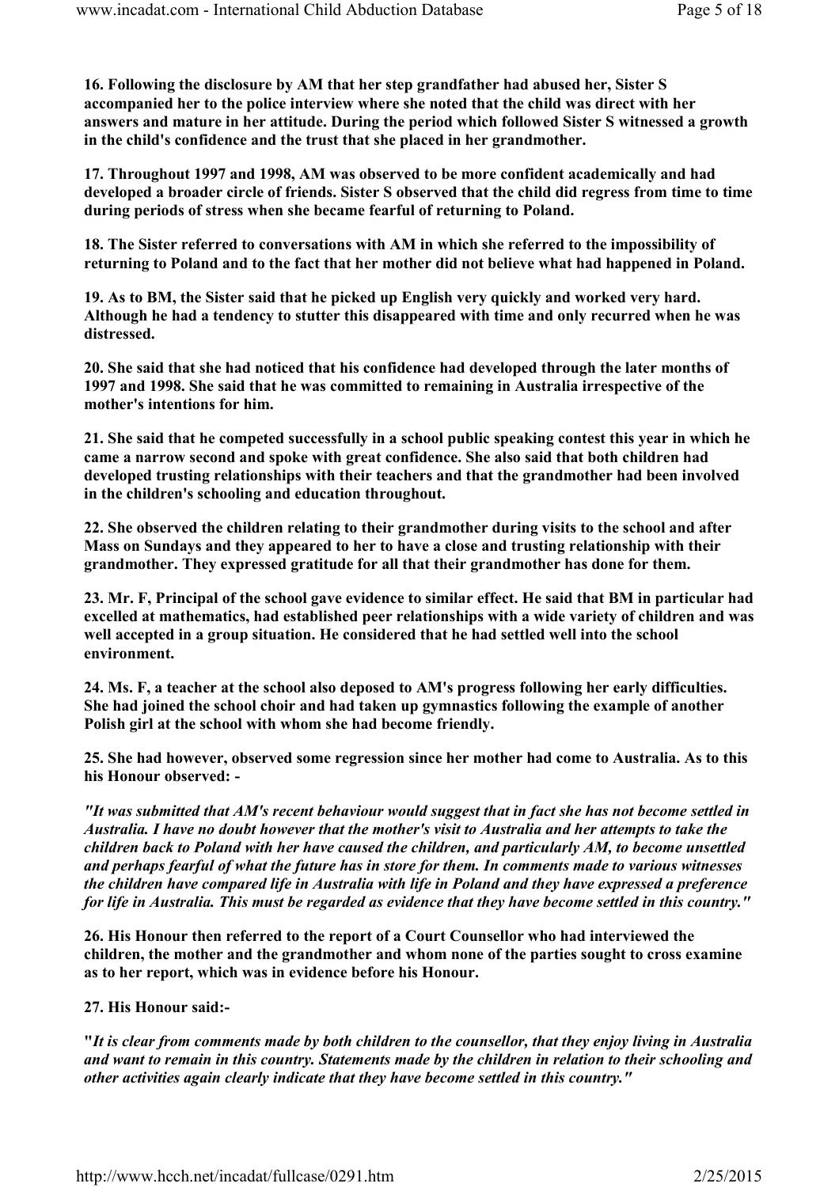**16. Following the disclosure by AM that her step grandfather had abused her, Sister S accompanied her to the police interview where she noted that the child was direct with her answers and mature in her attitude. During the period which followed Sister S witnessed a growth in the child's confidence and the trust that she placed in her grandmother.**

**17. Throughout 1997 and 1998, AM was observed to be more confident academically and had developed a broader circle of friends. Sister S observed that the child did regress from time to time during periods of stress when she became fearful of returning to Poland.**

**18. The Sister referred to conversations with AM in which she referred to the impossibility of returning to Poland and to the fact that her mother did not believe what had happened in Poland.**

**19. As to BM, the Sister said that he picked up English very quickly and worked very hard. Although he had a tendency to stutter this disappeared with time and only recurred when he was distressed.**

**20. She said that she had noticed that his confidence had developed through the later months of 1997 and 1998. She said that he was committed to remaining in Australia irrespective of the mother's intentions for him.**

**21. She said that he competed successfully in a school public speaking contest this year in which he came a narrow second and spoke with great confidence. She also said that both children had developed trusting relationships with their teachers and that the grandmother had been involved in the children's schooling and education throughout.**

**22. She observed the children relating to their grandmother during visits to the school and after Mass on Sundays and they appeared to her to have a close and trusting relationship with their grandmother. They expressed gratitude for all that their grandmother has done for them.**

**23. Mr. F, Principal of the school gave evidence to similar effect. He said that BM in particular had excelled at mathematics, had established peer relationships with a wide variety of children and was well accepted in a group situation. He considered that he had settled well into the school environment.**

**24. Ms. F, a teacher at the school also deposed to AM's progress following her early difficulties. She had joined the school choir and had taken up gymnastics following the example of another Polish girl at the school with whom she had become friendly.**

**25. She had however, observed some regression since her mother had come to Australia. As to this his Honour observed: -**

***"It was submitted that AM's recent behaviour would suggest that in fact she has not become settled in Australia. I have no doubt however that the mother's visit to Australia and her attempts to take the children back to Poland with her have caused the children, and particularly AM, to become unsettled and perhaps fearful of what the future has in store for them. In comments made to various witnesses the children have compared life in Australia with life in Poland and they have expressed a preference for life in Australia. This must be regarded as evidence that they have become settled in this country."***

**26. His Honour then referred to the report of a Court Counsellor who had interviewed the children, the mother and the grandmother and whom none of the parties sought to cross examine as to her report, which was in evidence before his Honour.**

**27. His Honour said:-**

**"*It is clear from comments made by both children to the counsellor, that they enjoy living in Australia and want to remain in this country. Statements made by the children in relation to their schooling and other activities again clearly indicate that they have become settled in this country."***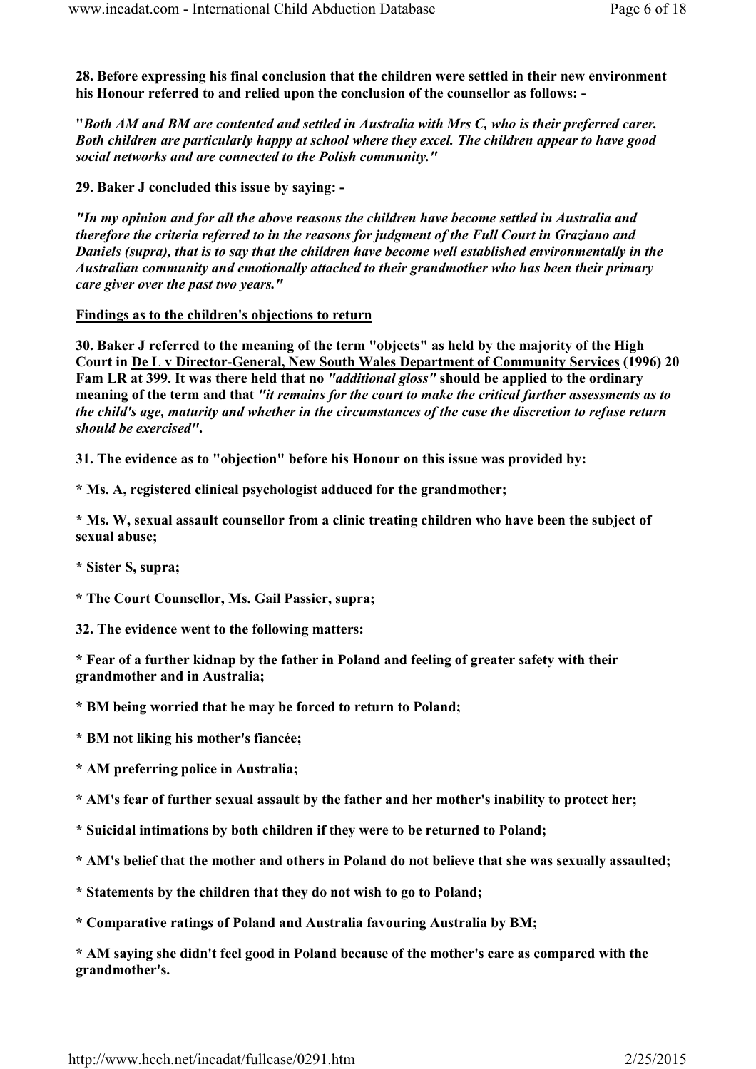**28. Before expressing his final conclusion that the children were settled in their new environment his Honour referred to and relied upon the conclusion of the counsellor as follows: -**

**"*Both AM and BM are contented and settled in Australia with Mrs C, who is their preferred carer. Both children are particularly happy at school where they excel. The children appear to have good social networks and are connected to the Polish community."***

**29. Baker J concluded this issue by saying: -**

***"In my opinion and for all the above reasons the children have become settled in Australia and therefore the criteria referred to in the reasons for judgment of the Full Court in Graziano and Daniels (supra), that is to say that the children have become well established environmentally in the Australian community and emotionally attached to their grandmother who has been their primary care giver over the past two years."***

**Findings as to the children's objections to return**

**30. Baker J referred to the meaning of the term "objects" as held by the majority of the High Court in De L v Director-General, New South Wales Department of Community Services (1996) 20 Fam LR at 399. It was there held that no *"additional gloss"* should be applied to the ordinary meaning of the term and that *"it remains for the court to make the critical further assessments as to the child's age, maturity and whether in the circumstances of the case the discretion to refuse return should be exercised"*.**

**31. The evidence as to "objection" before his Honour on this issue was provided by:**

**\* Ms. A, registered clinical psychologist adduced for the grandmother;**

**\* Ms. W, sexual assault counsellor from a clinic treating children who have been the subject of sexual abuse;**

**\* Sister S, supra;**

**\* The Court Counsellor, Ms. Gail Passier, supra;**

**32. The evidence went to the following matters:**

**\* Fear of a further kidnap by the father in Poland and feeling of greater safety with their grandmother and in Australia;**

**\* BM being worried that he may be forced to return to Poland;**

**\* BM not liking his mother's fiancée;**

**\* AM preferring police in Australia;**

**\* AM's fear of further sexual assault by the father and her mother's inability to protect her;**

**\* Suicidal intimations by both children if they were to be returned to Poland;**

**\* AM's belief that the mother and others in Poland do not believe that she was sexually assaulted;**

**\* Statements by the children that they do not wish to go to Poland;**

**\* Comparative ratings of Poland and Australia favouring Australia by BM;**

**\* AM saying she didn't feel good in Poland because of the mother's care as compared with the grandmother's.**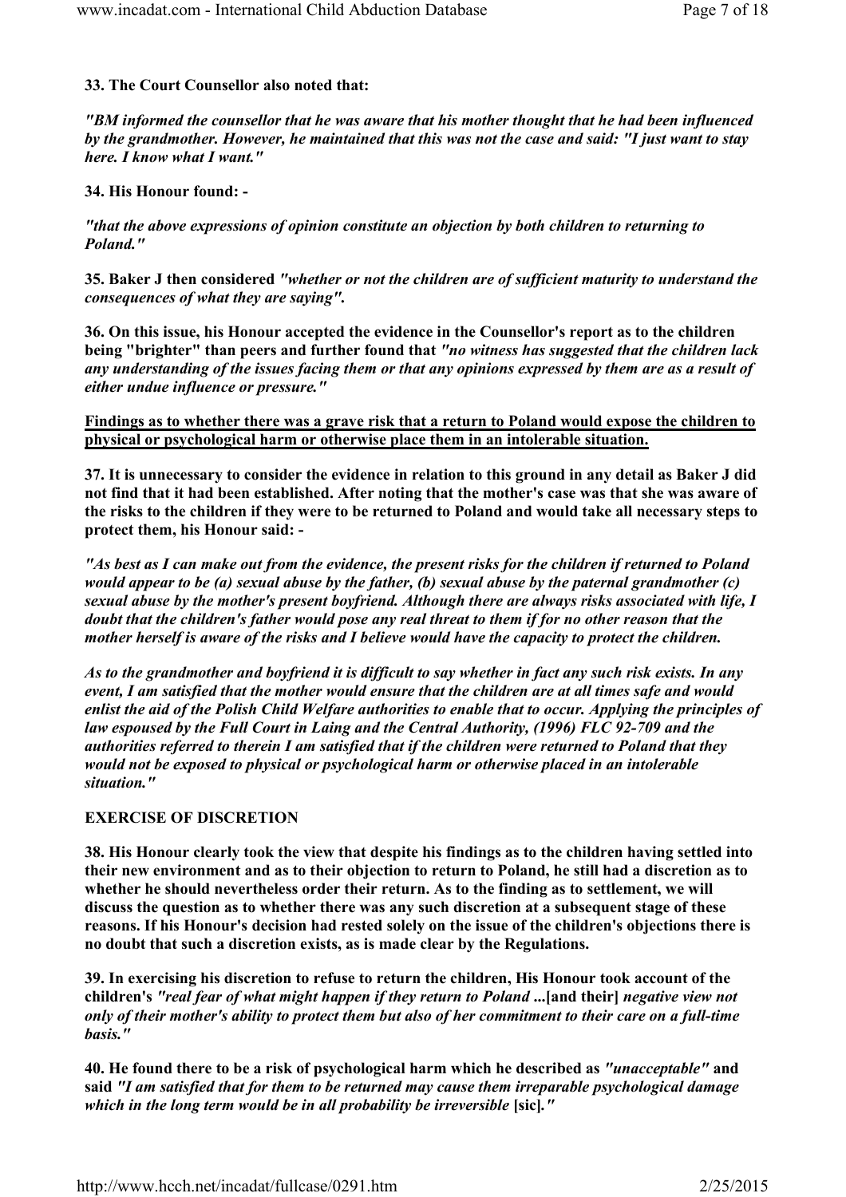**33. The Court Counsellor also noted that:**

***"BM informed the counsellor that he was aware that his mother thought that he had been influenced by the grandmother. However, he maintained that this was not the case and said: "I just want to stay here. I know what I want."***

**34. His Honour found: -**

***"that the above expressions of opinion constitute an objection by both children to returning to Poland."***

**35. Baker J then considered *"whether or not the children are of sufficient maturity to understand the consequences of what they are saying"*.**

**36. On this issue, his Honour accepted the evidence in the Counsellor's report as to the children being "brighter" than peers and further found that *"no witness has suggested that the children lack any understanding of the issues facing them or that any opinions expressed by them are as a result of either undue influence or pressure."***

**<u>Findings as to whether there was a grave risk that a return to Poland would expose the children to physical or psychological harm or otherwise place them in an intolerable situation.</u>**

**37. It is unnecessary to consider the evidence in relation to this ground in any detail as Baker J did not find that it had been established. After noting that the mother's case was that she was aware of the risks to the children if they were to be returned to Poland and would take all necessary steps to protect them, his Honour said: -**

***"As best as I can make out from the evidence, the present risks for the children if returned to Poland would appear to be (a) sexual abuse by the father, (b) sexual abuse by the paternal grandmother (c) sexual abuse by the mother's present boyfriend. Although there are always risks associated with life, I doubt that the children's father would pose any real threat to them if for no other reason that the mother herself is aware of the risks and I believe would have the capacity to protect the children.***

***As to the grandmother and boyfriend it is difficult to say whether in fact any such risk exists. In any event, I am satisfied that the mother would ensure that the children are at all times safe and would enlist the aid of the Polish Child Welfare authorities to enable that to occur. Applying the principles of law espoused by the Full Court in Laing and the Central Authority, (1996) FLC 92-709 and the authorities referred to therein I am satisfied that if the children were returned to Poland that they would not be exposed to physical or psychological harm or otherwise placed in an intolerable situation."***

**EXERCISE OF DISCRETION**

**38. His Honour clearly took the view that despite his findings as to the children having settled into their new environment and as to their objection to return to Poland, he still had a discretion as to whether he should nevertheless order their return. As to the finding as to settlement, we will discuss the question as to whether there was any such discretion at a subsequent stage of these reasons. If his Honour's decision had rested solely on the issue of the children's objections there is no doubt that such a discretion exists, as is made clear by the Regulations.**

**39. In exercising his discretion to refuse to return the children, His Honour took account of the children's *"real fear of what might happen if they return to Poland* ...[and their] *negative view not only of their mother's ability to protect them but also of her commitment to their care on a full-time basis."***

**40. He found there to be a risk of psychological harm which he described as *"unacceptable"* and said *"I am satisfied that for them to be returned may cause them irreparable psychological damage which in the long term would be in all probability be irreversible* [sic]*."***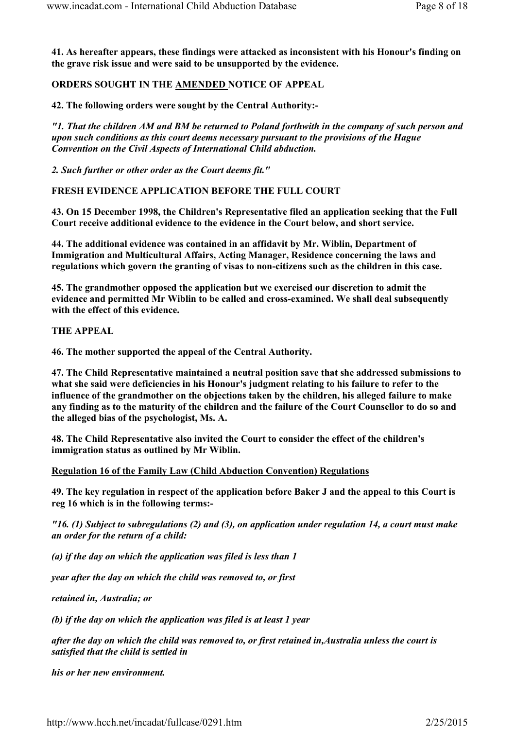**41. As hereafter appears, these findings were attacked as inconsistent with his Honour's finding on the grave risk issue and were said to be unsupported by the evidence.**

**ORDERS SOUGHT IN THE AMENDED NOTICE OF APPEAL**

**42. The following orders were sought by the Central Authority:-**

***"1. That the children AM and BM be returned to Poland forthwith in the company of such person and upon such conditions as this court deems necessary pursuant to the provisions of the Hague Convention on the Civil Aspects of International Child abduction.***

***2. Such further or other order as the Court deems fit."***

**FRESH EVIDENCE APPLICATION BEFORE THE FULL COURT**

**43. On 15 December 1998, the Children's Representative filed an application seeking that the Full Court receive additional evidence to the evidence in the Court below, and short service.**

**44. The additional evidence was contained in an affidavit by Mr. Wiblin, Department of Immigration and Multicultural Affairs, Acting Manager, Residence concerning the laws and regulations which govern the granting of visas to non-citizens such as the children in this case.**

**45. The grandmother opposed the application but we exercised our discretion to admit the evidence and permitted Mr Wiblin to be called and cross-examined. We shall deal subsequently with the effect of this evidence.**

**THE APPEAL**

**46. The mother supported the appeal of the Central Authority.**

**47. The Child Representative maintained a neutral position save that she addressed submissions to what she said were deficiencies in his Honour's judgment relating to his failure to refer to the influence of the grandmother on the objections taken by the children, his alleged failure to make any finding as to the maturity of the children and the failure of the Court Counsellor to do so and the alleged bias of the psychologist, Ms. A.**

**48. The Child Representative also invited the Court to consider the effect of the children's immigration status as outlined by Mr Wiblin.**

**Regulation 16 of the Family Law (Child Abduction Convention) Regulations**

**49. The key regulation in respect of the application before Baker J and the appeal to this Court is reg 16 which is in the following terms:-**

***"16. (1) Subject to subregulations (2) and (3), on application under regulation 14, a court must make an order for the return of a child:***

***(a) if the day on which the application was filed is less than 1 year after the day on which the child was removed to, or first retained in, Australia; or***

***(b) if the day on which the application was filed is at least 1 year after the day on which the child was removed to, or first retained in,Australia unless the court is satisfied that the child is settled in his or her new environment.***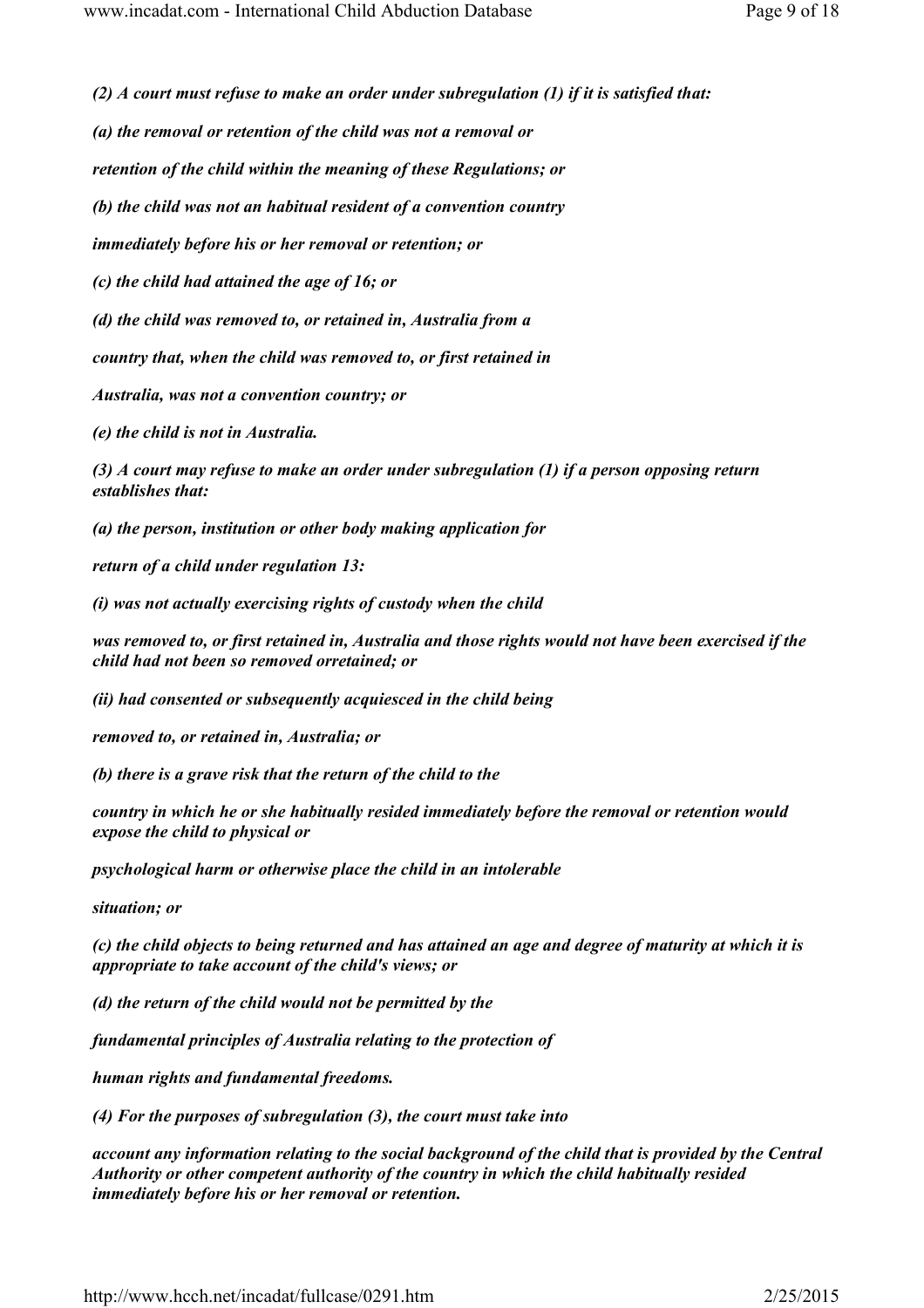*(2) A court must refuse to make an order under subregulation (1) if it is satisfied that:*

*(a) the removal or retention of the child was not a removal or retention of the child within the meaning of these Regulations; or*

*(b) the child was not an habitual resident of a convention country immediately before his or her removal or retention; or*

*(c) the child had attained the age of 16; or*

*(d) the child was removed to, or retained in, Australia from a country that, when the child was removed to, or first retained in Australia, was not a convention country; or*

*(e) the child is not in Australia.*

*(3) A court may refuse to make an order under subregulation (1) if a person opposing return establishes that:*

*(a) the person, institution or other body making application for return of a child under regulation 13:*

*(i) was not actually exercising rights of custody when the child was removed to, or first retained in, Australia and those rights would not have been exercised if the child had not been so removed orretained; or*

*(ii) had consented or subsequently acquiesced in the child being removed to, or retained in, Australia; or*

*(b) there is a grave risk that the return of the child to the country in which he or she habitually resided immediately before the removal or retention would expose the child to physical or psychological harm or otherwise place the child in an intolerable situation; or*

*(c) the child objects to being returned and has attained an age and degree of maturity at which it is appropriate to take account of the child's views; or*

*(d) the return of the child would not be permitted by the fundamental principles of Australia relating to the protection of human rights and fundamental freedoms.*

*(4) For the purposes of subregulation (3), the court must take into account any information relating to the social background of the child that is provided by the Central Authority or other competent authority of the country in which the child habitually resided immediately before his or her removal or retention.*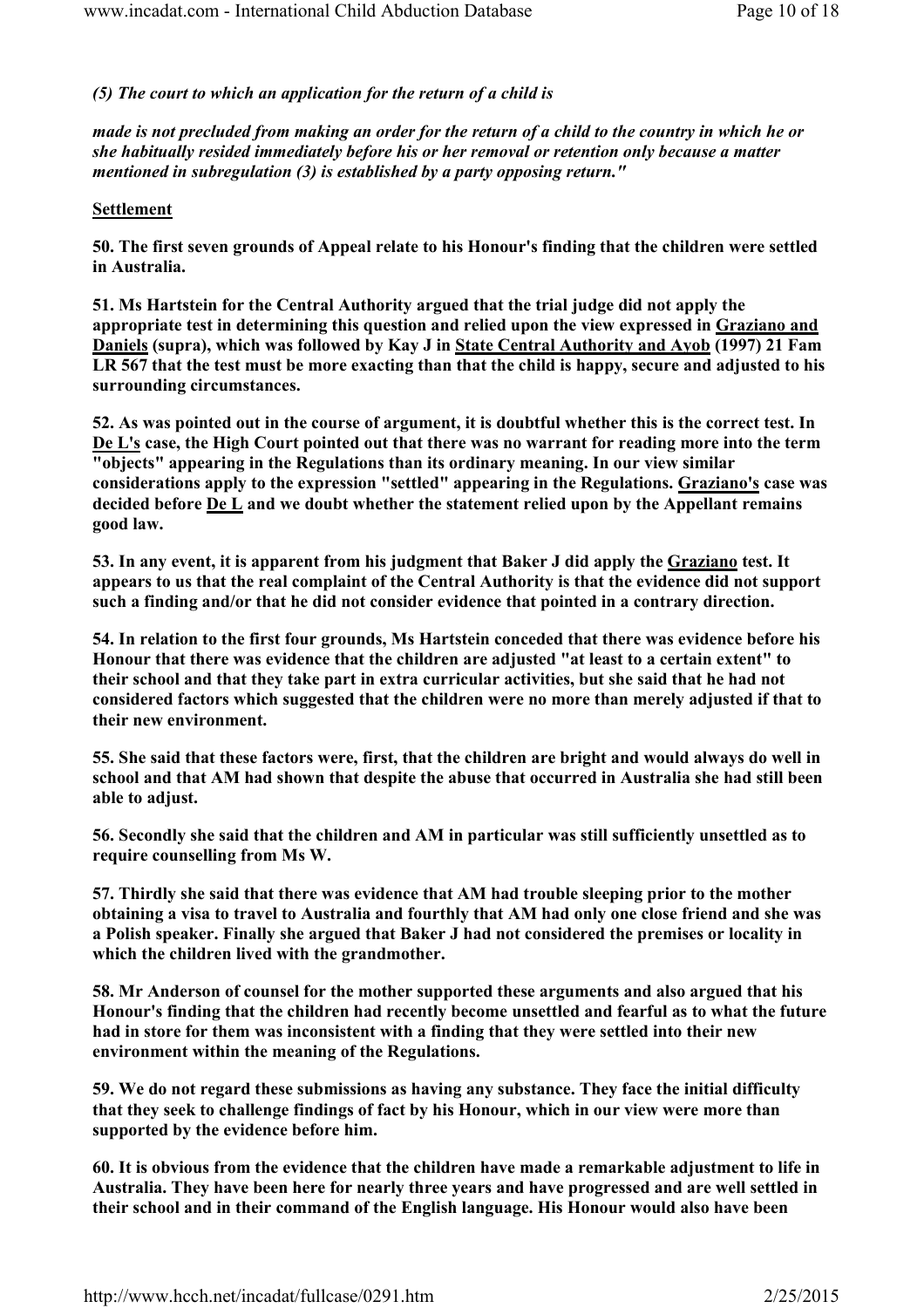*(5) The court to which an application for the return of a child is*

*made is not precluded from making an order for the return of a child to the country in which he or she habitually resided immediately before his or her removal or retention only because a matter mentioned in subregulation (3) is established by a party opposing return."*

**Settlement**

**50. The first seven grounds of Appeal relate to his Honour's finding that the children were settled in Australia.**

**51. Ms Hartstein for the Central Authority argued that the trial judge did not apply the appropriate test in determining this question and relied upon the view expressed in Graziano and Daniels (supra), which was followed by Kay J in State Central Authority and Ayob (1997) 21 Fam LR 567 that the test must be more exacting than that the child is happy, secure and adjusted to his surrounding circumstances.**

**52. As was pointed out in the course of argument, it is doubtful whether this is the correct test. In De L's case, the High Court pointed out that there was no warrant for reading more into the term "objects" appearing in the Regulations than its ordinary meaning. In our view similar considerations apply to the expression "settled" appearing in the Regulations. Graziano's case was decided before De L and we doubt whether the statement relied upon by the Appellant remains good law.**

**53. In any event, it is apparent from his judgment that Baker J did apply the Graziano test. It appears to us that the real complaint of the Central Authority is that the evidence did not support such a finding and/or that he did not consider evidence that pointed in a contrary direction.**

**54. In relation to the first four grounds, Ms Hartstein conceded that there was evidence before his Honour that there was evidence that the children are adjusted "at least to a certain extent" to their school and that they take part in extra curricular activities, but she said that he had not considered factors which suggested that the children were no more than merely adjusted if that to their new environment.**

**55. She said that these factors were, first, that the children are bright and would always do well in school and that AM had shown that despite the abuse that occurred in Australia she had still been able to adjust.**

**56. Secondly she said that the children and AM in particular was still sufficiently unsettled as to require counselling from Ms W.**

**57. Thirdly she said that there was evidence that AM had trouble sleeping prior to the mother obtaining a visa to travel to Australia and fourthly that AM had only one close friend and she was a Polish speaker. Finally she argued that Baker J had not considered the premises or locality in which the children lived with the grandmother.**

**58. Mr Anderson of counsel for the mother supported these arguments and also argued that his Honour's finding that the children had recently become unsettled and fearful as to what the future had in store for them was inconsistent with a finding that they were settled into their new environment within the meaning of the Regulations.**

**59. We do not regard these submissions as having any substance. They face the initial difficulty that they seek to challenge findings of fact by his Honour, which in our view were more than supported by the evidence before him.**

**60. It is obvious from the evidence that the children have made a remarkable adjustment to life in Australia. They have been here for nearly three years and have progressed and are well settled in their school and in their command of the English language. His Honour would also have been**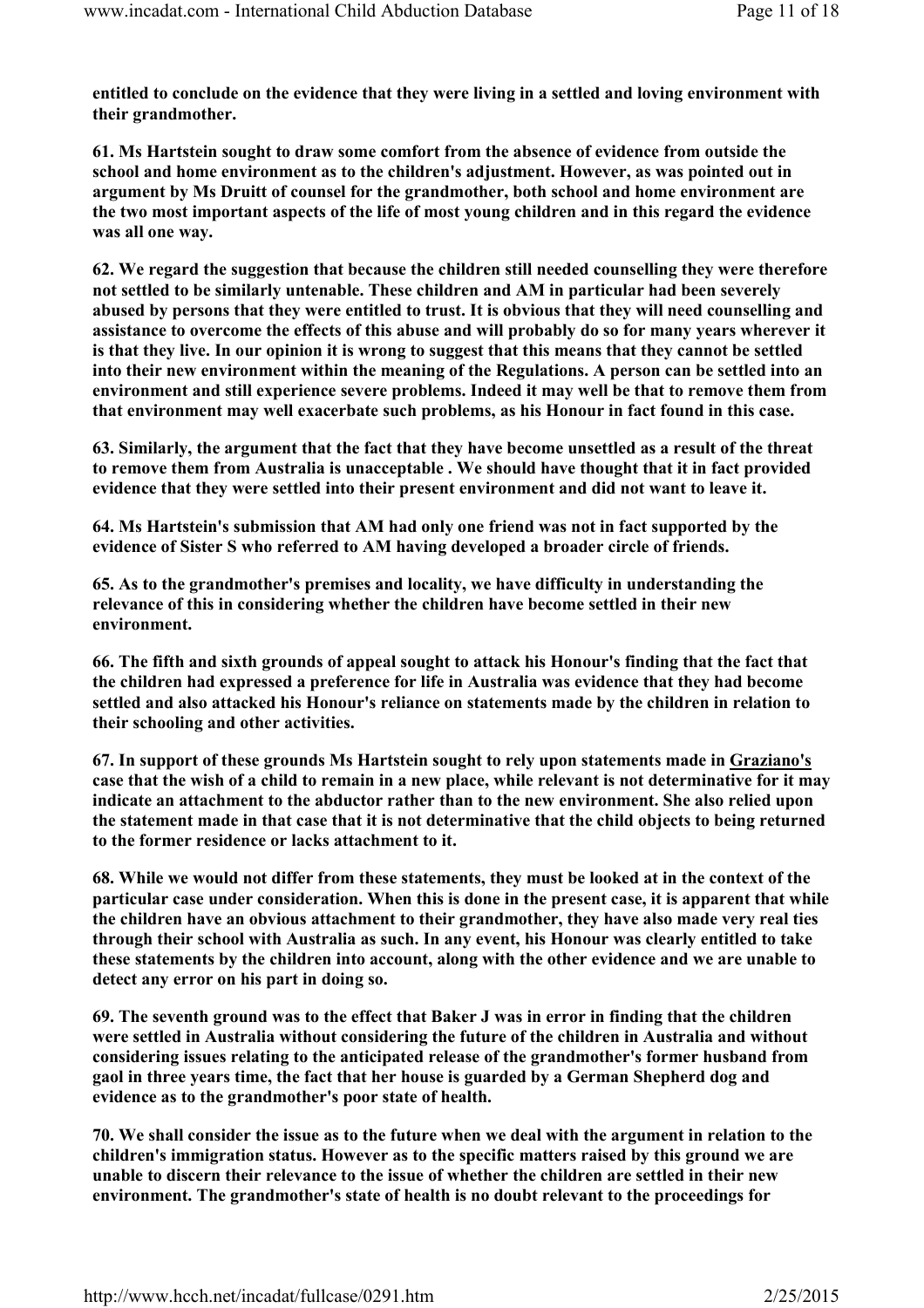**entitled to conclude on the evidence that they were living in a settled and loving environment with their grandmother.**

**61. Ms Hartstein sought to draw some comfort from the absence of evidence from outside the school and home environment as to the children's adjustment. However, as was pointed out in argument by Ms Druitt of counsel for the grandmother, both school and home environment are the two most important aspects of the life of most young children and in this regard the evidence was all one way.**

**62. We regard the suggestion that because the children still needed counselling they were therefore not settled to be similarly untenable. These children and AM in particular had been severely abused by persons that they were entitled to trust. It is obvious that they will need counselling and assistance to overcome the effects of this abuse and will probably do so for many years wherever it is that they live. In our opinion it is wrong to suggest that this means that they cannot be settled into their new environment within the meaning of the Regulations. A person can be settled into an environment and still experience severe problems. Indeed it may well be that to remove them from that environment may well exacerbate such problems, as his Honour in fact found in this case.**

**63. Similarly, the argument that the fact that they have become unsettled as a result of the threat to remove them from Australia is unacceptable . We should have thought that it in fact provided evidence that they were settled into their present environment and did not want to leave it.**

**64. Ms Hartstein's submission that AM had only one friend was not in fact supported by the evidence of Sister S who referred to AM having developed a broader circle of friends.**

**65. As to the grandmother's premises and locality, we have difficulty in understanding the relevance of this in considering whether the children have become settled in their new environment.**

**66. The fifth and sixth grounds of appeal sought to attack his Honour's finding that the fact that the children had expressed a preference for life in Australia was evidence that they had become settled and also attacked his Honour's reliance on statements made by the children in relation to their schooling and other activities.**

**67. In support of these grounds Ms Hartstein sought to rely upon statements made in Graziano's case that the wish of a child to remain in a new place, while relevant is not determinative for it may indicate an attachment to the abductor rather than to the new environment. She also relied upon the statement made in that case that it is not determinative that the child objects to being returned to the former residence or lacks attachment to it.**

**68. While we would not differ from these statements, they must be looked at in the context of the particular case under consideration. When this is done in the present case, it is apparent that while the children have an obvious attachment to their grandmother, they have also made very real ties through their school with Australia as such. In any event, his Honour was clearly entitled to take these statements by the children into account, along with the other evidence and we are unable to detect any error on his part in doing so.**

**69. The seventh ground was to the effect that Baker J was in error in finding that the children were settled in Australia without considering the future of the children in Australia and without considering issues relating to the anticipated release of the grandmother's former husband from gaol in three years time, the fact that her house is guarded by a German Shepherd dog and evidence as to the grandmother's poor state of health.**

**70. We shall consider the issue as to the future when we deal with the argument in relation to the children's immigration status. However as to the specific matters raised by this ground we are unable to discern their relevance to the issue of whether the children are settled in their new environment. The grandmother's state of health is no doubt relevant to the proceedings for**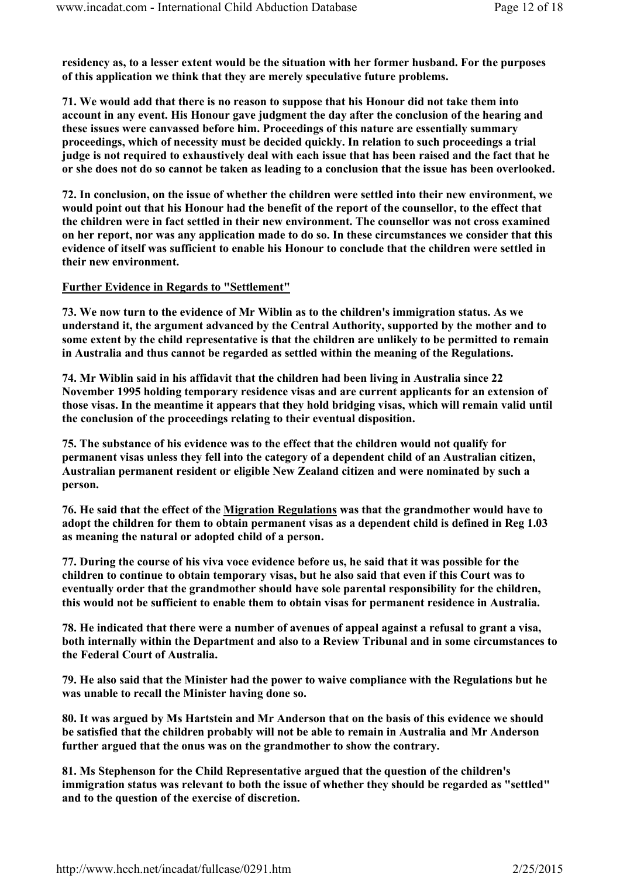**residency as, to a lesser extent would be the situation with her former husband. For the purposes of this application we think that they are merely speculative future problems.**

**71. We would add that there is no reason to suppose that his Honour did not take them into account in any event. His Honour gave judgment the day after the conclusion of the hearing and these issues were canvassed before him. Proceedings of this nature are essentially summary proceedings, which of necessity must be decided quickly. In relation to such proceedings a trial judge is not required to exhaustively deal with each issue that has been raised and the fact that he or she does not do so cannot be taken as leading to a conclusion that the issue has been overlooked.**

**72. In conclusion, on the issue of whether the children were settled into their new environment, we would point out that his Honour had the benefit of the report of the counsellor, to the effect that the children were in fact settled in their new environment. The counsellor was not cross examined on her report, nor was any application made to do so. In these circumstances we consider that this evidence of itself was sufficient to enable his Honour to conclude that the children were settled in their new environment.**

**Further Evidence in Regards to "Settlement"**

**73. We now turn to the evidence of Mr Wiblin as to the children's immigration status. As we understand it, the argument advanced by the Central Authority, supported by the mother and to some extent by the child representative is that the children are unlikely to be permitted to remain in Australia and thus cannot be regarded as settled within the meaning of the Regulations.**

**74. Mr Wiblin said in his affidavit that the children had been living in Australia since 22 November 1995 holding temporary residence visas and are current applicants for an extension of those visas. In the meantime it appears that they hold bridging visas, which will remain valid until the conclusion of the proceedings relating to their eventual disposition.**

**75. The substance of his evidence was to the effect that the children would not qualify for permanent visas unless they fell into the category of a dependent child of an Australian citizen, Australian permanent resident or eligible New Zealand citizen and were nominated by such a person.**

**76. He said that the effect of the Migration Regulations was that the grandmother would have to adopt the children for them to obtain permanent visas as a dependent child is defined in Reg 1.03 as meaning the natural or adopted child of a person.**

**77. During the course of his viva voce evidence before us, he said that it was possible for the children to continue to obtain temporary visas, but he also said that even if this Court was to eventually order that the grandmother should have sole parental responsibility for the children, this would not be sufficient to enable them to obtain visas for permanent residence in Australia.**

**78. He indicated that there were a number of avenues of appeal against a refusal to grant a visa, both internally within the Department and also to a Review Tribunal and in some circumstances to the Federal Court of Australia.**

**79. He also said that the Minister had the power to waive compliance with the Regulations but he was unable to recall the Minister having done so.**

**80. It was argued by Ms Hartstein and Mr Anderson that on the basis of this evidence we should be satisfied that the children probably will not be able to remain in Australia and Mr Anderson further argued that the onus was on the grandmother to show the contrary.**

**81. Ms Stephenson for the Child Representative argued that the question of the children's immigration status was relevant to both the issue of whether they should be regarded as "settled" and to the question of the exercise of discretion.**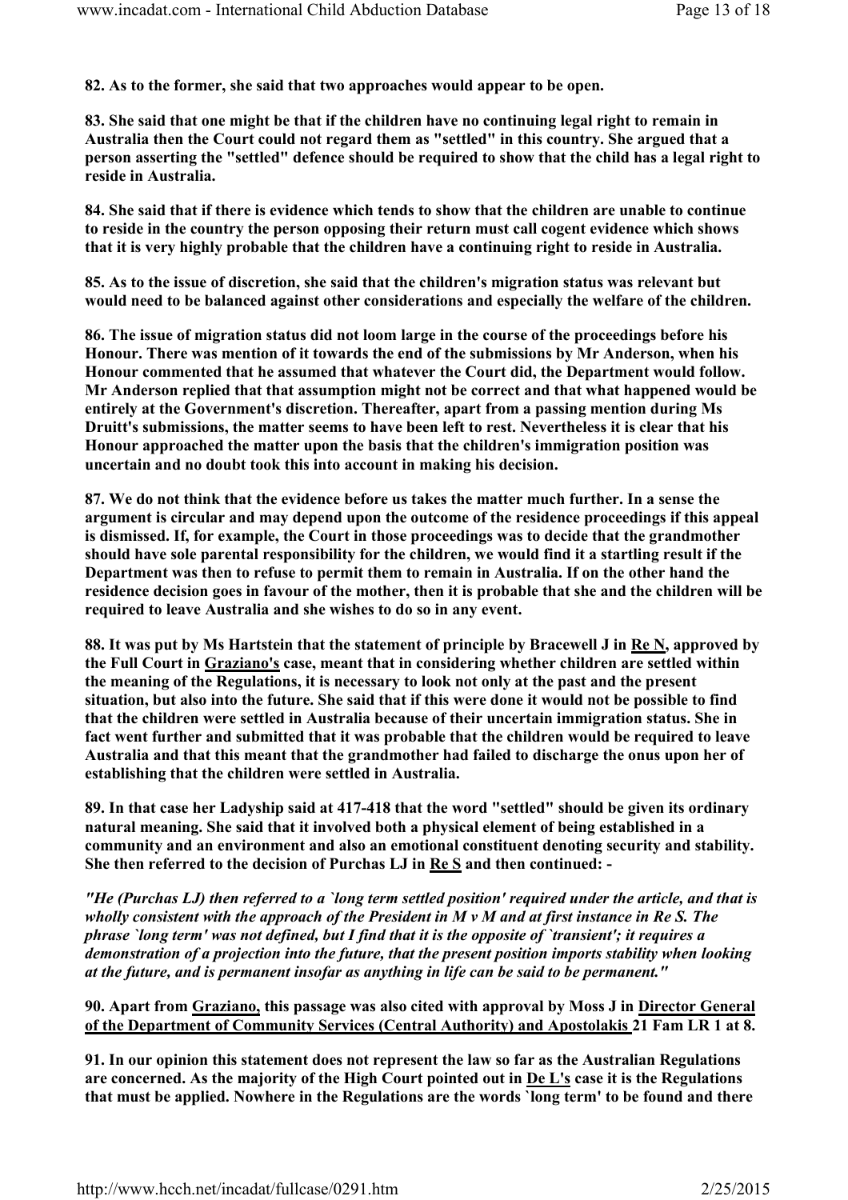**82. As to the former, she said that two approaches would appear to be open.**

**83. She said that one might be that if the children have no continuing legal right to remain in Australia then the Court could not regard them as "settled" in this country. She argued that a person asserting the "settled" defence should be required to show that the child has a legal right to reside in Australia.**

**84. She said that if there is evidence which tends to show that the children are unable to continue to reside in the country the person opposing their return must call cogent evidence which shows that it is very highly probable that the children have a continuing right to reside in Australia.**

**85. As to the issue of discretion, she said that the children's migration status was relevant but would need to be balanced against other considerations and especially the welfare of the children.**

**86. The issue of migration status did not loom large in the course of the proceedings before his Honour. There was mention of it towards the end of the submissions by Mr Anderson, when his Honour commented that he assumed that whatever the Court did, the Department would follow. Mr Anderson replied that that assumption might not be correct and that what happened would be entirely at the Government's discretion. Thereafter, apart from a passing mention during Ms Druitt's submissions, the matter seems to have been left to rest. Nevertheless it is clear that his Honour approached the matter upon the basis that the children's immigration position was uncertain and no doubt took this into account in making his decision.**

**87. We do not think that the evidence before us takes the matter much further. In a sense the argument is circular and may depend upon the outcome of the residence proceedings if this appeal is dismissed. If, for example, the Court in those proceedings was to decide that the grandmother should have sole parental responsibility for the children, we would find it a startling result if the Department was then to refuse to permit them to remain in Australia. If on the other hand the residence decision goes in favour of the mother, then it is probable that she and the children will be required to leave Australia and she wishes to do so in any event.**

**88. It was put by Ms Hartstein that the statement of principle by Bracewell J in Re N, approved by the Full Court in Graziano's case, meant that in considering whether children are settled within the meaning of the Regulations, it is necessary to look not only at the past and the present situation, but also into the future. She said that if this were done it would not be possible to find that the children were settled in Australia because of their uncertain immigration status. She in fact went further and submitted that it was probable that the children would be required to leave Australia and that this meant that the grandmother had failed to discharge the onus upon her of establishing that the children were settled in Australia.**

**89. In that case her Ladyship said at 417-418 that the word "settled" should be given its ordinary natural meaning. She said that it involved both a physical element of being established in a community and an environment and also an emotional constituent denoting security and stability. She then referred to the decision of Purchas LJ in Re S and then continued: -**

***"He (Purchas LJ) then referred to a `long term settled position' required under the article, and that is wholly consistent with the approach of the President in M v M and at first instance in Re S. The phrase `long term' was not defined, but I find that it is the opposite of `transient'; it requires a demonstration of a projection into the future, that the present position imports stability when looking at the future, and is permanent insofar as anything in life can be said to be permanent."***

**90. Apart from Graziano, this passage was also cited with approval by Moss J in Director General of the Department of Community Services (Central Authority) and Apostolakis 21 Fam LR 1 at 8.**

**91. In our opinion this statement does not represent the law so far as the Australian Regulations are concerned. As the majority of the High Court pointed out in De L's case it is the Regulations that must be applied. Nowhere in the Regulations are the words `long term' to be found and there**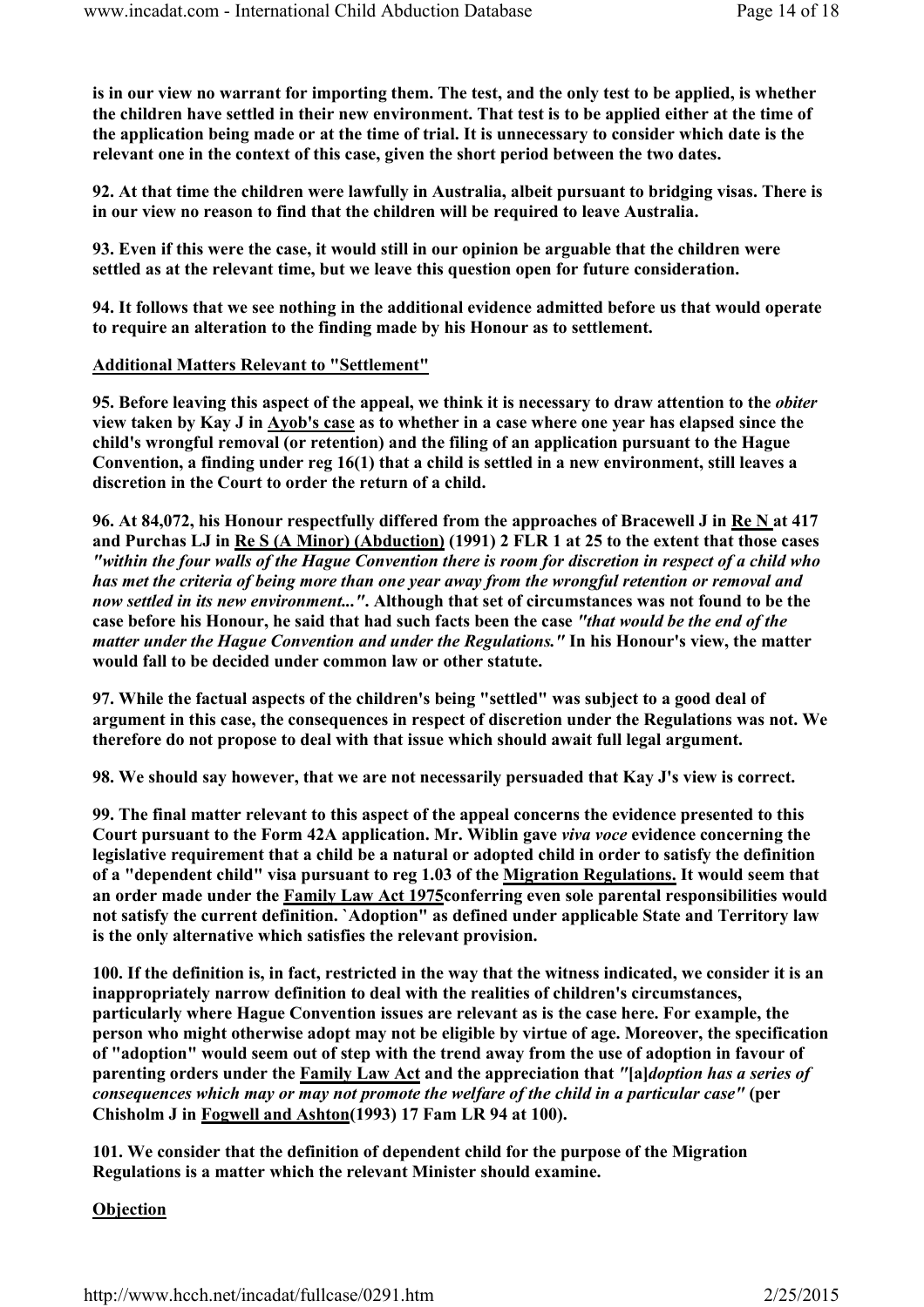**is in our view no warrant for importing them. The test, and the only test to be applied, is whether the children have settled in their new environment. That test is to be applied either at the time of the application being made or at the time of trial. It is unnecessary to consider which date is the relevant one in the context of this case, given the short period between the two dates.**

**92. At that time the children were lawfully in Australia, albeit pursuant to bridging visas. There is in our view no reason to find that the children will be required to leave Australia.**

**93. Even if this were the case, it would still in our opinion be arguable that the children were settled as at the relevant time, but we leave this question open for future consideration.**

**94. It follows that we see nothing in the additional evidence admitted before us that would operate to require an alteration to the finding made by his Honour as to settlement.**

**Additional Matters Relevant to "Settlement"**

**95. Before leaving this aspect of the appeal, we think it is necessary to draw attention to the *obiter* view taken by Kay J in Ayob's case as to whether in a case where one year has elapsed since the child's wrongful removal (or retention) and the filing of an application pursuant to the Hague Convention, a finding under reg 16(1) that a child is settled in a new environment, still leaves a discretion in the Court to order the return of a child.**

**96. At 84,072, his Honour respectfully differed from the approaches of Bracewell J in Re N at 417 and Purchas LJ in Re S (A Minor) (Abduction) (1991) 2 FLR 1 at 25 to the extent that those cases *"within the four walls of the Hague Convention there is room for discretion in respect of a child who has met the criteria of being more than one year away from the wrongful retention or removal and now settled in its new environment..."*. Although that set of circumstances was not found to be the case before his Honour, he said that had such facts been the case *"that would be the end of the matter under the Hague Convention and under the Regulations."* In his Honour's view, the matter would fall to be decided under common law or other statute.**

**97. While the factual aspects of the children's being "settled" was subject to a good deal of argument in this case, the consequences in respect of discretion under the Regulations was not. We therefore do not propose to deal with that issue which should await full legal argument.**

**98. We should say however, that we are not necessarily persuaded that Kay J's view is correct.**

**99. The final matter relevant to this aspect of the appeal concerns the evidence presented to this Court pursuant to the Form 42A application. Mr. Wiblin gave *viva voce* evidence concerning the legislative requirement that a child be a natural or adopted child in order to satisfy the definition of a "dependent child" visa pursuant to reg 1.03 of the Migration Regulations. It would seem that an order made under the Family Law Act 1975conferring even sole parental responsibilities would not satisfy the current definition. `Adoption" as defined under applicable State and Territory law is the only alternative which satisfies the relevant provision.**

**100. If the definition is, in fact, restricted in the way that the witness indicated, we consider it is an inappropriately narrow definition to deal with the realities of children's circumstances, particularly where Hague Convention issues are relevant as is the case here. For example, the person who might otherwise adopt may not be eligible by virtue of age. Moreover, the specification of "adoption" would seem out of step with the trend away from the use of adoption in favour of parenting orders under the Family Law Act and the appreciation that *"*[a]*doption has a series of consequences which may or may not promote the welfare of the child in a particular case"* (per Chisholm J in Fogwell and Ashton(1993) 17 Fam LR 94 at 100).**

**101. We consider that the definition of dependent child for the purpose of the Migration Regulations is a matter which the relevant Minister should examine.**

**Objection**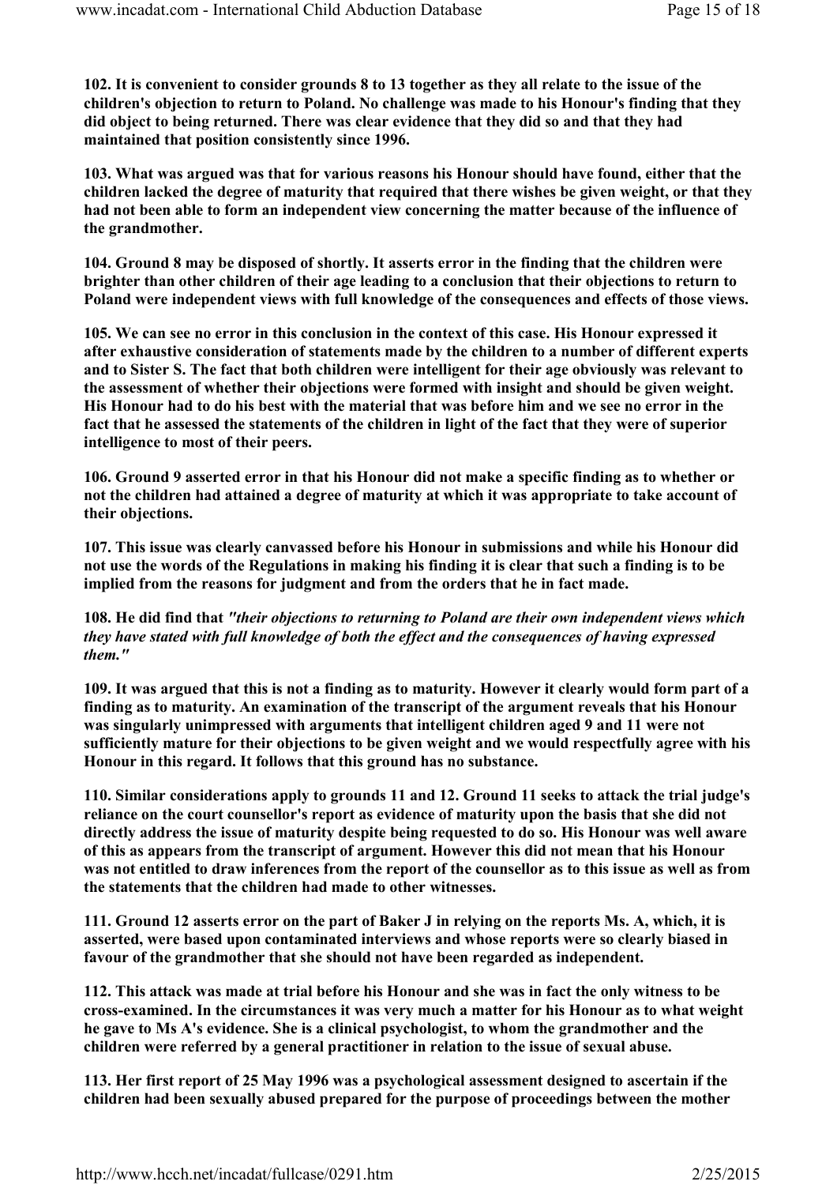**102. It is convenient to consider grounds 8 to 13 together as they all relate to the issue of the children's objection to return to Poland. No challenge was made to his Honour's finding that they did object to being returned. There was clear evidence that they did so and that they had maintained that position consistently since 1996.**

**103. What was argued was that for various reasons his Honour should have found, either that the children lacked the degree of maturity that required that there wishes be given weight, or that they had not been able to form an independent view concerning the matter because of the influence of the grandmother.**

**104. Ground 8 may be disposed of shortly. It asserts error in the finding that the children were brighter than other children of their age leading to a conclusion that their objections to return to Poland were independent views with full knowledge of the consequences and effects of those views.**

**105. We can see no error in this conclusion in the context of this case. His Honour expressed it after exhaustive consideration of statements made by the children to a number of different experts and to Sister S. The fact that both children were intelligent for their age obviously was relevant to the assessment of whether their objections were formed with insight and should be given weight. His Honour had to do his best with the material that was before him and we see no error in the fact that he assessed the statements of the children in light of the fact that they were of superior intelligence to most of their peers.**

**106. Ground 9 asserted error in that his Honour did not make a specific finding as to whether or not the children had attained a degree of maturity at which it was appropriate to take account of their objections.**

**107. This issue was clearly canvassed before his Honour in submissions and while his Honour did not use the words of the Regulations in making his finding it is clear that such a finding is to be implied from the reasons for judgment and from the orders that he in fact made.**

**108. He did find that *"their objections to returning to Poland are their own independent views which they have stated with full knowledge of both the effect and the consequences of having expressed them."***

**109. It was argued that this is not a finding as to maturity. However it clearly would form part of a finding as to maturity. An examination of the transcript of the argument reveals that his Honour was singularly unimpressed with arguments that intelligent children aged 9 and 11 were not sufficiently mature for their objections to be given weight and we would respectfully agree with his Honour in this regard. It follows that this ground has no substance.**

**110. Similar considerations apply to grounds 11 and 12. Ground 11 seeks to attack the trial judge's reliance on the court counsellor's report as evidence of maturity upon the basis that she did not directly address the issue of maturity despite being requested to do so. His Honour was well aware of this as appears from the transcript of argument. However this did not mean that his Honour was not entitled to draw inferences from the report of the counsellor as to this issue as well as from the statements that the children had made to other witnesses.**

**111. Ground 12 asserts error on the part of Baker J in relying on the reports Ms. A, which, it is asserted, were based upon contaminated interviews and whose reports were so clearly biased in favour of the grandmother that she should not have been regarded as independent.**

**112. This attack was made at trial before his Honour and she was in fact the only witness to be cross-examined. In the circumstances it was very much a matter for his Honour as to what weight he gave to Ms A's evidence. She is a clinical psychologist, to whom the grandmother and the children were referred by a general practitioner in relation to the issue of sexual abuse.**

**113. Her first report of 25 May 1996 was a psychological assessment designed to ascertain if the children had been sexually abused prepared for the purpose of proceedings between the mother**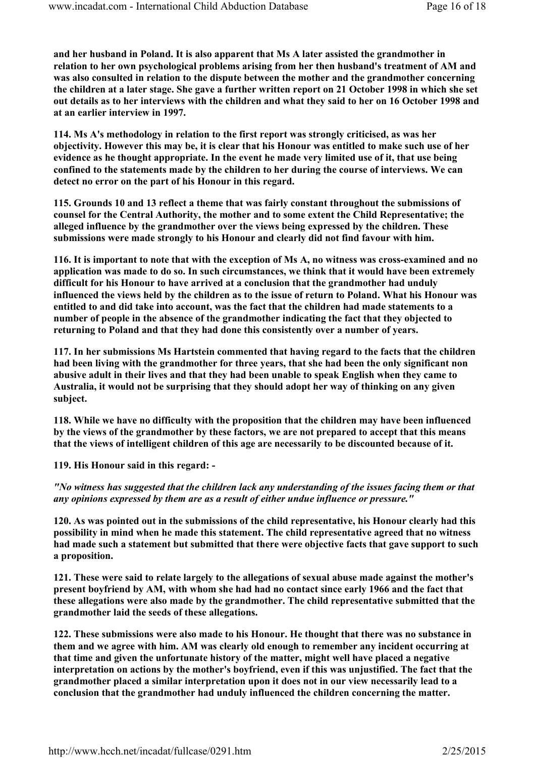**and her husband in Poland. It is also apparent that Ms A later assisted the grandmother in relation to her own psychological problems arising from her then husband's treatment of AM and was also consulted in relation to the dispute between the mother and the grandmother concerning the children at a later stage. She gave a further written report on 21 October 1998 in which she set out details as to her interviews with the children and what they said to her on 16 October 1998 and at an earlier interview in 1997.**

**114. Ms A's methodology in relation to the first report was strongly criticised, as was her objectivity. However this may be, it is clear that his Honour was entitled to make such use of her evidence as he thought appropriate. In the event he made very limited use of it, that use being confined to the statements made by the children to her during the course of interviews. We can detect no error on the part of his Honour in this regard.**

**115. Grounds 10 and 13 reflect a theme that was fairly constant throughout the submissions of counsel for the Central Authority, the mother and to some extent the Child Representative; the alleged influence by the grandmother over the views being expressed by the children. These submissions were made strongly to his Honour and clearly did not find favour with him.**

**116. It is important to note that with the exception of Ms A, no witness was cross-examined and no application was made to do so. In such circumstances, we think that it would have been extremely difficult for his Honour to have arrived at a conclusion that the grandmother had unduly influenced the views held by the children as to the issue of return to Poland. What his Honour was entitled to and did take into account, was the fact that the children had made statements to a number of people in the absence of the grandmother indicating the fact that they objected to returning to Poland and that they had done this consistently over a number of years.**

**117. In her submissions Ms Hartstein commented that having regard to the facts that the children had been living with the grandmother for three years, that she had been the only significant non abusive adult in their lives and that they had been unable to speak English when they came to Australia, it would not be surprising that they should adopt her way of thinking on any given subject.**

**118. While we have no difficulty with the proposition that the children may have been influenced by the views of the grandmother by these factors, we are not prepared to accept that this means that the views of intelligent children of this age are necessarily to be discounted because of it.**

**119. His Honour said in this regard: -**

***"No witness has suggested that the children lack any understanding of the issues facing them or that any opinions expressed by them are as a result of either undue influence or pressure."***

**120. As was pointed out in the submissions of the child representative, his Honour clearly had this possibility in mind when he made this statement. The child representative agreed that no witness had made such a statement but submitted that there were objective facts that gave support to such a proposition.**

**121. These were said to relate largely to the allegations of sexual abuse made against the mother's present boyfriend by AM, with whom she had had no contact since early 1966 and the fact that these allegations were also made by the grandmother. The child representative submitted that the grandmother laid the seeds of these allegations.**

**122. These submissions were also made to his Honour. He thought that there was no substance in them and we agree with him. AM was clearly old enough to remember any incident occurring at that time and given the unfortunate history of the matter, might well have placed a negative interpretation on actions by the mother's boyfriend, even if this was unjustified. The fact that the grandmother placed a similar interpretation upon it does not in our view necessarily lead to a conclusion that the grandmother had unduly influenced the children concerning the matter.**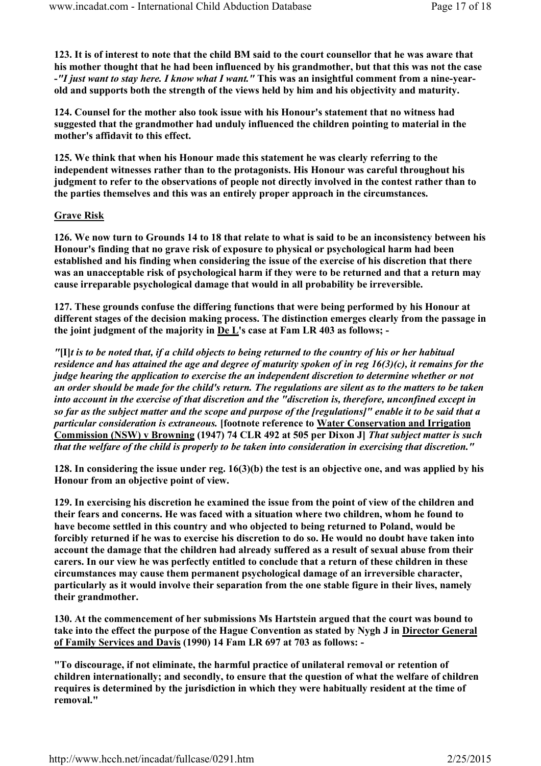**123. It is of interest to note that the child BM said to the court counsellor that he was aware that his mother thought that he had been influenced by his grandmother, but that this was not the case -*"I just want to stay here. I know what I want."* This was an insightful comment from a nine-year-old and supports both the strength of the views held by him and his objectivity and maturity.**

**124. Counsel for the mother also took issue with his Honour's statement that no witness had suggested that the grandmother had unduly influenced the children pointing to material in the mother's affidavit to this effect.**

**125. We think that when his Honour made this statement he was clearly referring to the independent witnesses rather than to the protagonists. His Honour was careful throughout his judgment to refer to the observations of people not directly involved in the contest rather than to the parties themselves and this was an entirely proper approach in the circumstances.**

**Grave Risk**

**126. We now turn to Grounds 14 to 18 that relate to what is said to be an inconsistency between his Honour's finding that no grave risk of exposure to physical or psychological harm had been established and his finding when considering the issue of the exercise of his discretion that there was an unacceptable risk of psychological harm if they were to be returned and that a return may cause irreparable psychological damage that would in all probability be irreversible.**

**127. These grounds confuse the differing functions that were being performed by his Honour at different stages of the decision making process. The distinction emerges clearly from the passage in the joint judgment of the majority in De L's case at Fam LR 403 as follows; -**

***"*[I]*t is to be noted that, if a child objects to being returned to the country of his or her habitual residence and has attained the age and degree of maturity spoken of in reg 16(3)(c), it remains for the judge hearing the application to exercise the an independent discretion to determine whether or not an order should be made for the child's return. The regulations are silent as to the matters to be taken into account in the exercise of that discretion and the "discretion is, therefore, unconfined except in so far as the subject matter and the scope and purpose of the [regulations]" enable it to be said that a particular consideration is extraneous.* [footnote reference to Water Conservation and Irrigation Commission (NSW) v Browning (1947) 74 CLR 492 at 505 per Dixon J] *That subject matter is such that the welfare of the child is properly to be taken into consideration in exercising that discretion."***

**128. In considering the issue under reg. 16(3)(b) the test is an objective one, and was applied by his Honour from an objective point of view.**

**129. In exercising his discretion he examined the issue from the point of view of the children and their fears and concerns. He was faced with a situation where two children, whom he found to have become settled in this country and who objected to being returned to Poland, would be forcibly returned if he was to exercise his discretion to do so. He would no doubt have taken into account the damage that the children had already suffered as a result of sexual abuse from their carers. In our view he was perfectly entitled to conclude that a return of these children in these circumstances may cause them permanent psychological damage of an irreversible character, particularly as it would involve their separation from the one stable figure in their lives, namely their grandmother.**

**130. At the commencement of her submissions Ms Hartstein argued that the court was bound to take into the effect the purpose of the Hague Convention as stated by Nygh J in Director General of Family Services and Davis (1990) 14 Fam LR 697 at 703 as follows: -**

**"To discourage, if not eliminate, the harmful practice of unilateral removal or retention of children internationally; and secondly, to ensure that the question of what the welfare of children requires is determined by the jurisdiction in which they were habitually resident at the time of removal."**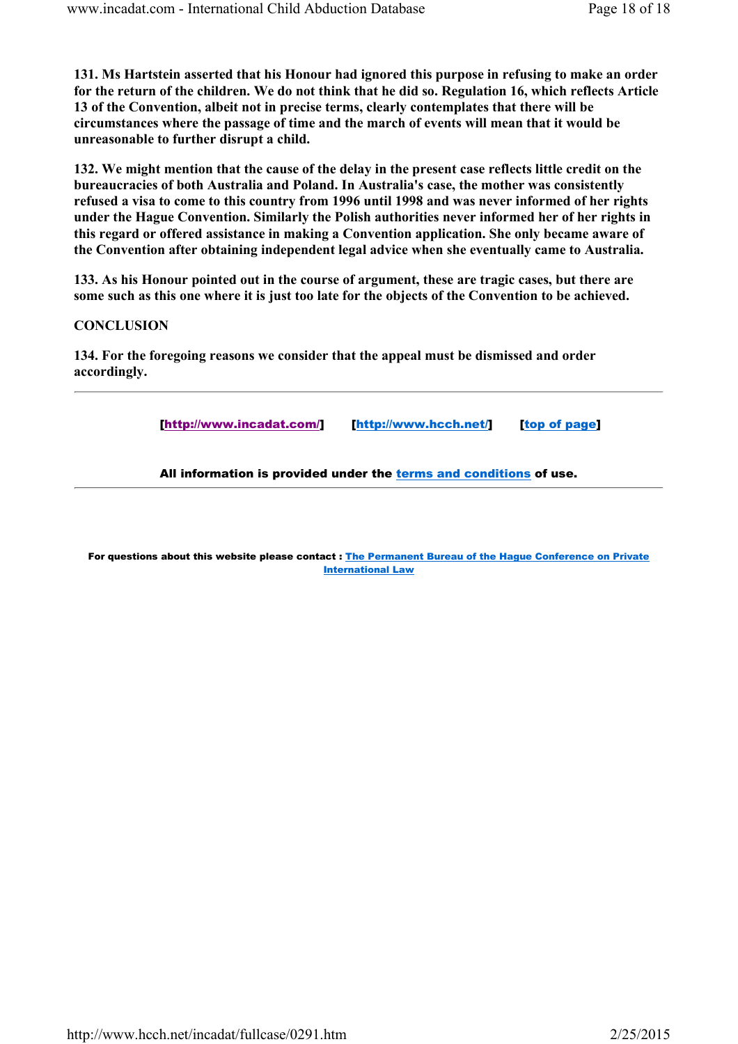**131. Ms Hartstein asserted that his Honour had ignored this purpose in refusing to make an order for the return of the children. We do not think that he did so. Regulation 16, which reflects Article 13 of the Convention, albeit not in precise terms, clearly contemplates that there will be circumstances where the passage of time and the march of events will mean that it would be unreasonable to further disrupt a child.**

**132. We might mention that the cause of the delay in the present case reflects little credit on the bureaucracies of both Australia and Poland. In Australia's case, the mother was consistently refused a visa to come to this country from 1996 until 1998 and was never informed of her rights under the Hague Convention. Similarly the Polish authorities never informed her of her rights in this regard or offered assistance in making a Convention application. She only became aware of the Convention after obtaining independent legal advice when she eventually came to Australia.**

**133. As his Honour pointed out in the course of argument, these are tragic cases, but there are some such as this one where it is just too late for the objects of the Convention to be achieved.**

**CONCLUSION**

**134. For the foregoing reasons we consider that the appeal must be dismissed and order accordingly.**

---

[http://www.incadat.com/] [http://www.hcch.net/] [top of page]

**All information is provided under the terms and conditions of use.**

---

**For questions about this website please contact : The Permanent Bureau of the Hague Conference on Private International Law**